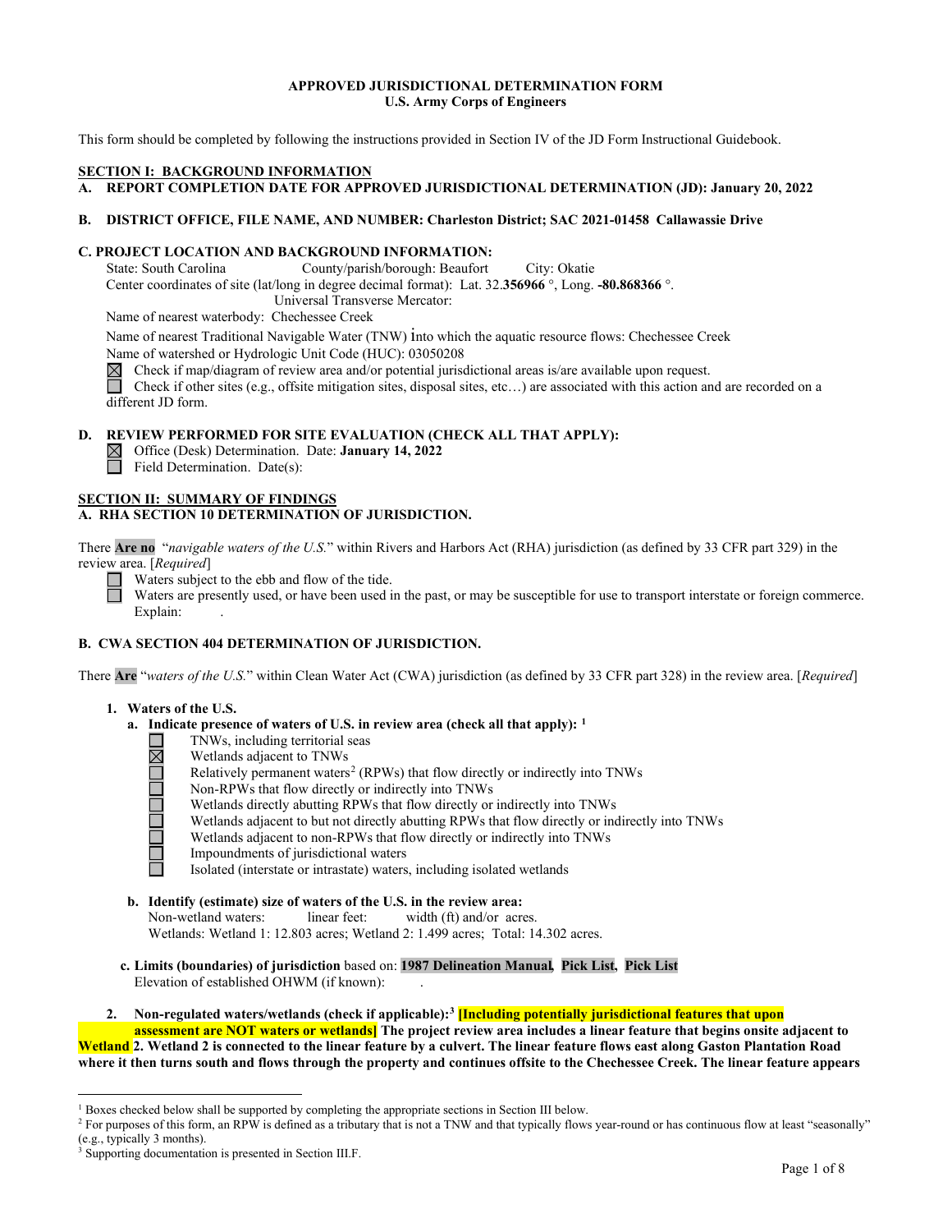**APPROVED JURISDICTIONAL DETERMINATION FORM**
**U.S. Army Corps of Engineers**

This form should be completed by following the instructions provided in Section IV of the JD Form Instructional Guidebook.

## SECTION I: BACKGROUND INFORMATION

**A. REPORT COMPLETION DATE FOR APPROVED JURISDICTIONAL DETERMINATION (JD): January 20, 2022**

**B. DISTRICT OFFICE, FILE NAME, AND NUMBER: Charleston District; SAC 2021-01458 Callawassie Drive**

**C. PROJECT LOCATION AND BACKGROUND INFORMATION:**

State: South Carolina County/parish/borough: Beaufort City: Okatie

Center coordinates of site (lat/long in degree decimal format): Lat. 32.**356966** °, Long. **-80.868366** °.

Universal Transverse Mercator:

Name of nearest waterbody: Chechessee Creek

Name of nearest Traditional Navigable Water (TNW) into which the aquatic resource flows: Chechessee Creek

Name of watershed or Hydrologic Unit Code (HUC): 03050208

☒ Check if map/diagram of review area and/or potential jurisdictional areas is/are available upon request.

☐ Check if other sites (e.g., offsite mitigation sites, disposal sites, etc…) are associated with this action and are recorded on a different JD form.

**D. REVIEW PERFORMED FOR SITE EVALUATION (CHECK ALL THAT APPLY):**

☒ Office (Desk) Determination. Date: **January 14, 2022**

☐ Field Determination. Date(s):

## SECTION II: SUMMARY OF FINDINGS

**A. RHA SECTION 10 DETERMINATION OF JURISDICTION.**

There **Are no** "*navigable waters of the U.S.*" within Rivers and Harbors Act (RHA) jurisdiction (as defined by 33 CFR part 329) in the review area. [*Required*]

☐ Waters subject to the ebb and flow of the tide.

☐ Waters are presently used, or have been used in the past, or may be susceptible for use to transport interstate or foreign commerce. Explain: .

**B. CWA SECTION 404 DETERMINATION OF JURISDICTION.**

There **Are** "*waters of the U.S.*" within Clean Water Act (CWA) jurisdiction (as defined by 33 CFR part 328) in the review area. [*Required*]

**1. Waters of the U.S.**

**a. Indicate presence of waters of U.S. in review area (check all that apply):** [1]

☐ TNWs, including territorial seas

☒ Wetlands adjacent to TNWs

☐ Relatively permanent waters[2] (RPWs) that flow directly or indirectly into TNWs

☐ Non-RPWs that flow directly or indirectly into TNWs

☐ Wetlands directly abutting RPWs that flow directly or indirectly into TNWs

☐ Wetlands adjacent to but not directly abutting RPWs that flow directly or indirectly into TNWs

☐ Wetlands adjacent to non-RPWs that flow directly or indirectly into TNWs

☐ Impoundments of jurisdictional waters

☐ Isolated (interstate or intrastate) waters, including isolated wetlands

**b. Identify (estimate) size of waters of the U.S. in the review area:**

Non-wetland waters: linear feet: width (ft) and/or acres.

Wetlands: Wetland 1: 12.803 acres; Wetland 2: 1.499 acres; Total: 14.302 acres.

**c. Limits (boundaries) of jurisdiction** based on: **1987 Delineation Manual**, **Pick List**, **Pick List**

Elevation of established OHWM (if known): .

**2. Non-regulated waters/wetlands (check if applicable):**[3] **[Including potentially jurisdictional features that upon assessment are NOT waters or wetlands] The project review area includes a linear feature that begins onsite adjacent to Wetland 2. Wetland 2 is connected to the linear feature by a culvert. The linear feature flows east along Gaston Plantation Road where it then turns south and flows through the property and continues offsite to the Chechessee Creek. The linear feature appears**

---

[1] Boxes checked below shall be supported by completing the appropriate sections in Section III below.

[2] For purposes of this form, an RPW is defined as a tributary that is not a TNW and that typically flows year-round or has continuous flow at least "seasonally" (e.g., typically 3 months).

[3] Supporting documentation is presented in Section III.F.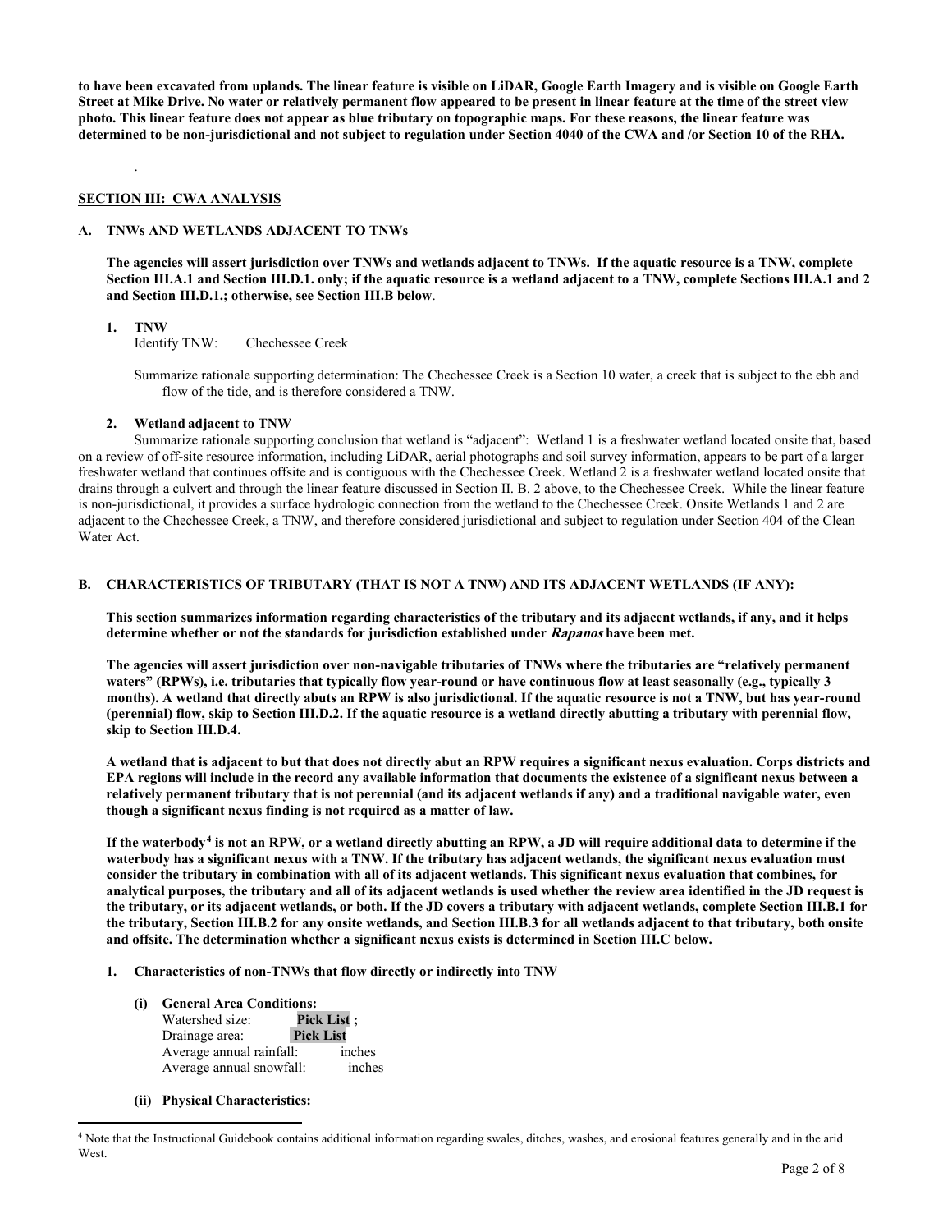**to have been excavated from uplands. The linear feature is visible on LiDAR, Google Earth Imagery and is visible on Google Earth Street at Mike Drive. No water or relatively permanent flow appeared to be present in linear feature at the time of the street view photo. This linear feature does not appear as blue tributary on topographic maps. For these reasons, the linear feature was determined to be non-jurisdictional and not subject to regulation under Section 4040 of the CWA and /or Section 10 of the RHA.**

.

## SECTION III: CWA ANALYSIS

### A. TNWs AND WETLANDS ADJACENT TO TNWs

**The agencies will assert jurisdiction over TNWs and wetlands adjacent to TNWs. If the aquatic resource is a TNW, complete Section III.A.1 and Section III.D.1. only; if the aquatic resource is a wetland adjacent to a TNW, complete Sections III.A.1 and 2 and Section III.D.1.; otherwise, see Section III.B below**.

**1. TNW**

Identify TNW: Chechessee Creek

Summarize rationale supporting determination: The Chechessee Creek is a Section 10 water, a creek that is subject to the ebb and flow of the tide, and is therefore considered a TNW.

**2. Wetland adjacent to TNW**

Summarize rationale supporting conclusion that wetland is "adjacent": Wetland 1 is a freshwater wetland located onsite that, based on a review of off-site resource information, including LiDAR, aerial photographs and soil survey information, appears to be part of a larger freshwater wetland that continues offsite and is contiguous with the Chechessee Creek. Wetland 2 is a freshwater wetland located onsite that drains through a culvert and through the linear feature discussed in Section II. B. 2 above, to the Chechessee Creek. While the linear feature is non-jurisdictional, it provides a surface hydrologic connection from the wetland to the Chechessee Creek. Onsite Wetlands 1 and 2 are adjacent to the Chechessee Creek, a TNW, and therefore considered jurisdictional and subject to regulation under Section 404 of the Clean Water Act.

### B. CHARACTERISTICS OF TRIBUTARY (THAT IS NOT A TNW) AND ITS ADJACENT WETLANDS (IF ANY):

**This section summarizes information regarding characteristics of the tributary and its adjacent wetlands, if any, and it helps determine whether or not the standards for jurisdiction established under *Rapanos* have been met.**

**The agencies will assert jurisdiction over non-navigable tributaries of TNWs where the tributaries are "relatively permanent waters" (RPWs), i.e. tributaries that typically flow year-round or have continuous flow at least seasonally (e.g., typically 3 months). A wetland that directly abuts an RPW is also jurisdictional. If the aquatic resource is not a TNW, but has year-round (perennial) flow, skip to Section III.D.2. If the aquatic resource is a wetland directly abutting a tributary with perennial flow, skip to Section III.D.4.**

**A wetland that is adjacent to but that does not directly abut an RPW requires a significant nexus evaluation. Corps districts and EPA regions will include in the record any available information that documents the existence of a significant nexus between a relatively permanent tributary that is not perennial (and its adjacent wetlands if any) and a traditional navigable water, even though a significant nexus finding is not required as a matter of law.**

**If the waterbody[4] is not an RPW, or a wetland directly abutting an RPW, a JD will require additional data to determine if the waterbody has a significant nexus with a TNW. If the tributary has adjacent wetlands, the significant nexus evaluation must consider the tributary in combination with all of its adjacent wetlands. This significant nexus evaluation that combines, for analytical purposes, the tributary and all of its adjacent wetlands is used whether the review area identified in the JD request is the tributary, or its adjacent wetlands, or both. If the JD covers a tributary with adjacent wetlands, complete Section III.B.1 for the tributary, Section III.B.2 for any onsite wetlands, and Section III.B.3 for all wetlands adjacent to that tributary, both onsite and offsite. The determination whether a significant nexus exists is determined in Section III.C below.**

**1. Characteristics of non-TNWs that flow directly or indirectly into TNW**

**(i) General Area Conditions:**

Watershed size: **Pick List ;**
Drainage area: **Pick List**
Average annual rainfall: inches
Average annual snowfall: inches

**(ii) Physical Characteristics:**

[4] Note that the Instructional Guidebook contains additional information regarding swales, ditches, washes, and erosional features generally and in the arid West.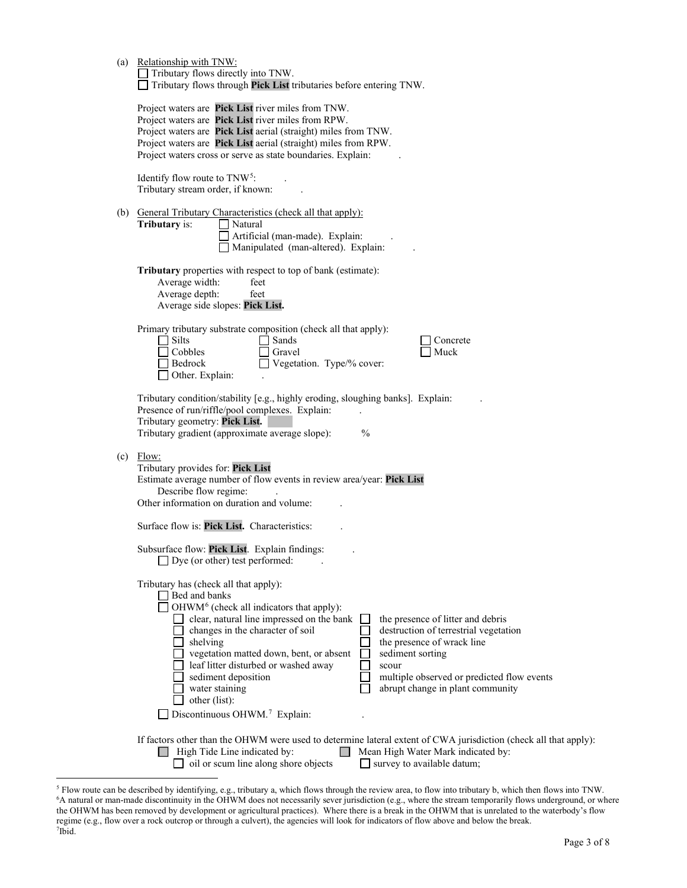(a) Relationship with TNW:

☐ Tributary flows directly into TNW.
☐ Tributary flows through **Pick List** tributaries before entering TNW.

Project waters are **Pick List** river miles from TNW.
Project waters are **Pick List** river miles from RPW.
Project waters are **Pick List** aerial (straight) miles from TNW.
Project waters are **Pick List** aerial (straight) miles from RPW.
Project waters cross or serve as state boundaries. Explain: .

Identify flow route to TNW[5]: .
Tributary stream order, if known: .

(b) General Tributary Characteristics (check all that apply):

**Tributary** is: ☐ Natural
☐ Artificial (man-made). Explain: .
☐ Manipulated (man-altered). Explain: .

**Tributary** properties with respect to top of bank (estimate):
Average width: feet
Average depth: feet
Average side slopes: **Pick List.**

Primary tributary substrate composition (check all that apply):

☐ Silts ☐ Sands ☐ Concrete
☐ Cobbles ☐ Gravel ☐ Muck
☐ Bedrock ☐ Vegetation. Type/% cover:
☐ Other. Explain: .

Tributary condition/stability [e.g., highly eroding, sloughing banks]. Explain: .
Presence of run/riffle/pool complexes. Explain: .
Tributary geometry: **Pick List.**
Tributary gradient (approximate average slope): %

(c) Flow:

Tributary provides for: **Pick List**
Estimate average number of flow events in review area/year: **Pick List**
Describe flow regime: .
Other information on duration and volume: .

Surface flow is: **Pick List.** Characteristics: .

Subsurface flow: **Pick List**. Explain findings: .
☐ Dye (or other) test performed: .

Tributary has (check all that apply):
☐ Bed and banks
☐ OHWM[6] (check all indicators that apply):

☐ clear, natural line impressed on the bank ☐ the presence of litter and debris
☐ changes in the character of soil ☐ destruction of terrestrial vegetation
☐ shelving ☐ the presence of wrack line
☐ vegetation matted down, bent, or absent ☐ sediment sorting
☐ leaf litter disturbed or washed away ☐ scour
☐ sediment deposition ☐ multiple observed or predicted flow events
☐ water staining ☐ abrupt change in plant community
☐ other (list):

☐ Discontinuous OHWM.[7] Explain: .

If factors other than the OHWM were used to determine lateral extent of CWA jurisdiction (check all that apply):

☐ High Tide Line indicated by: ☐ Mean High Water Mark indicated by:
☐ oil or scum line along shore objects ☐ survey to available datum;

---

[5] Flow route can be described by identifying, e.g., tributary a, which flows through the review area, to flow into tributary b, which then flows into TNW.
[6] A natural or man-made discontinuity in the OHWM does not necessarily sever jurisdiction (e.g., where the stream temporarily flows underground, or where the OHWM has been removed by development or agricultural practices). Where there is a break in the OHWM that is unrelated to the waterbody's flow regime (e.g., flow over a rock outcrop or through a culvert), the agencies will look for indicators of flow above and below the break.
[7] Ibid.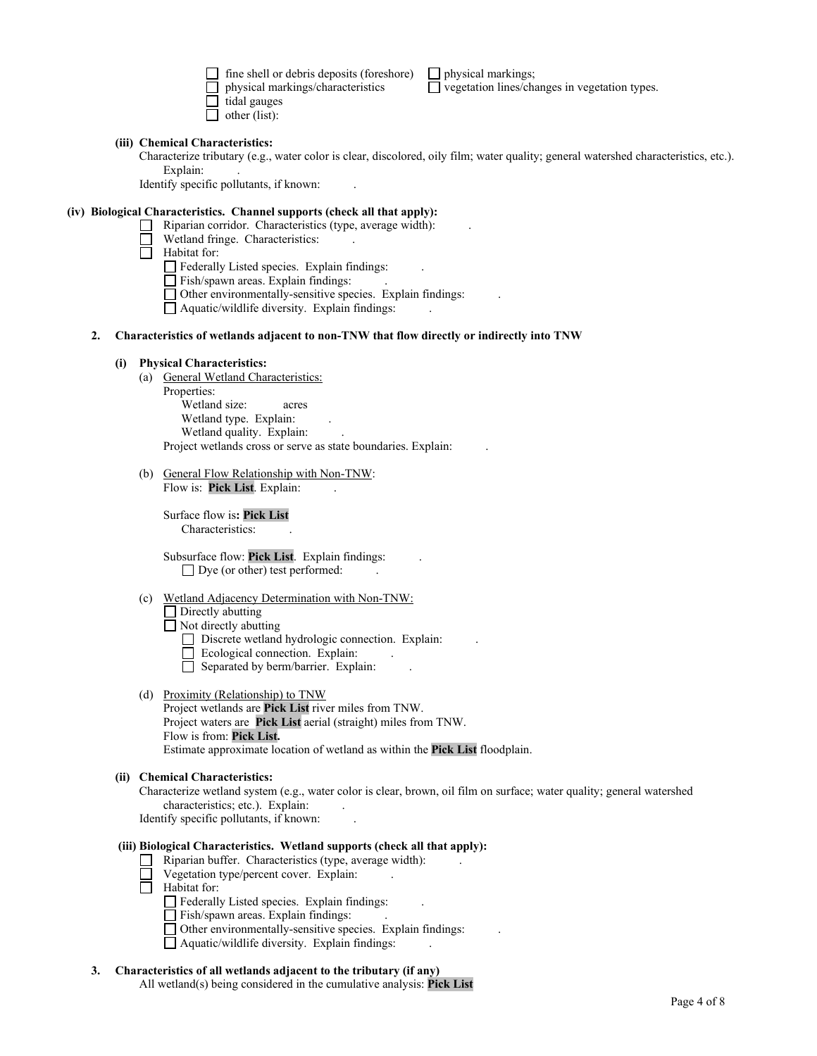- ☐ fine shell or debris deposits (foreshore)
- ☐ physical markings/characteristics
- ☐ tidal gauges
- ☐ other (list):
- ☐ physical markings;
- ☐ vegetation lines/changes in vegetation types.

**(iii) Chemical Characteristics:**

Characterize tributary (e.g., water color is clear, discolored, oily film; water quality; general watershed characteristics, etc.). Explain: .

Identify specific pollutants, if known: .

**(iv) Biological Characteristics. Channel supports (check all that apply):**

- ☐ Riparian corridor. Characteristics (type, average width): .
- ☐ Wetland fringe. Characteristics: .
- ☐ Habitat for:
  - ☐ Federally Listed species. Explain findings: .
  - ☐ Fish/spawn areas. Explain findings: .
  - ☐ Other environmentally-sensitive species. Explain findings: .
  - ☐ Aquatic/wildlife diversity. Explain findings: .

**2. Characteristics of wetlands adjacent to non-TNW that flow directly or indirectly into TNW**

**(i) Physical Characteristics:**

(a) General Wetland Characteristics:

Properties:

Wetland size: acres

Wetland type. Explain: .

Wetland quality. Explain: .

Project wetlands cross or serve as state boundaries. Explain: .

(b) General Flow Relationship with Non-TNW:

Flow is: **Pick List**. Explain: .

Surface flow is**: Pick List**

Characteristics: .

Subsurface flow: **Pick List**. Explain findings: .

- ☐ Dye (or other) test performed: .

(c) Wetland Adjacency Determination with Non-TNW:

- ☐ Directly abutting
- ☐ Not directly abutting
  - ☐ Discrete wetland hydrologic connection. Explain: .
  - ☐ Ecological connection. Explain: .
  - ☐ Separated by berm/barrier. Explain: .

(d) Proximity (Relationship) to TNW

Project wetlands are **Pick List** river miles from TNW.

Project waters are **Pick List** aerial (straight) miles from TNW.

Flow is from: **Pick List.**

Estimate approximate location of wetland as within the **Pick List** floodplain.

**(ii) Chemical Characteristics:**

Characterize wetland system (e.g., water color is clear, brown, oil film on surface; water quality; general watershed characteristics; etc.). Explain: .

Identify specific pollutants, if known: .

**(iii) Biological Characteristics. Wetland supports (check all that apply):**

- ☐ Riparian buffer. Characteristics (type, average width): .
- ☐ Vegetation type/percent cover. Explain: .
- ☐ Habitat for:
  - ☐ Federally Listed species. Explain findings: .
  - ☐ Fish/spawn areas. Explain findings: .
  - ☐ Other environmentally-sensitive species. Explain findings: .
  - ☐ Aquatic/wildlife diversity. Explain findings: .

**3. Characteristics of all wetlands adjacent to the tributary (if any)**

All wetland(s) being considered in the cumulative analysis: **Pick List**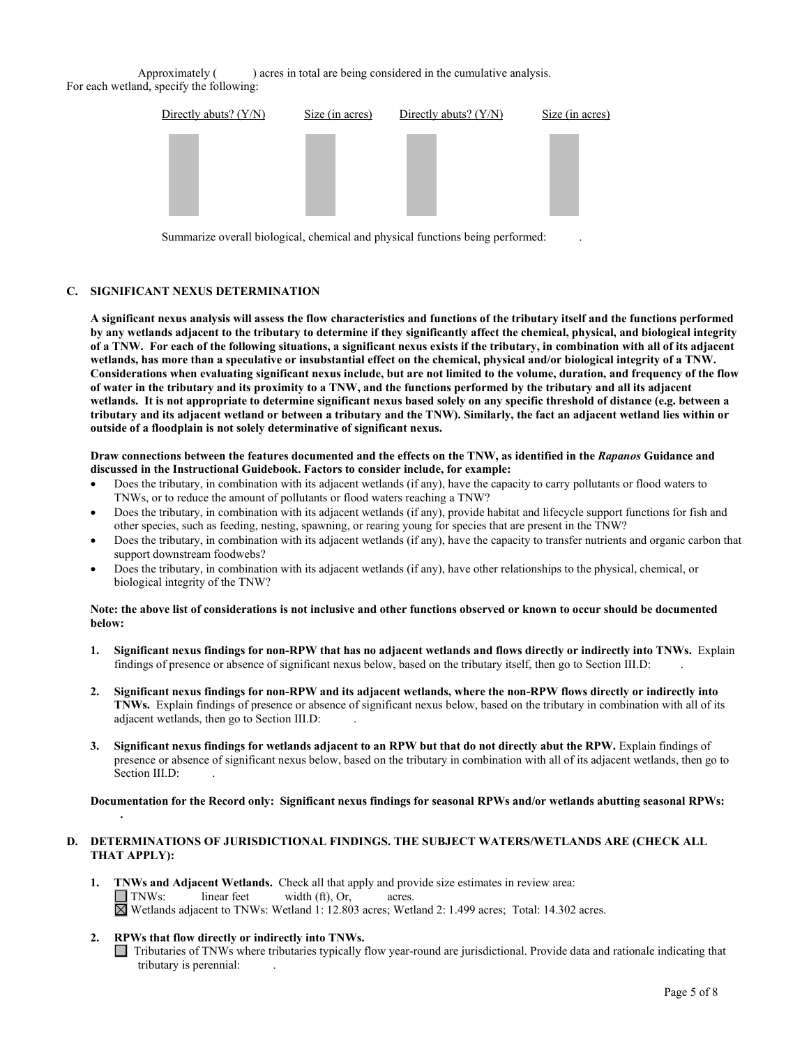Approximately ( ) acres in total are being considered in the cumulative analysis.
For each wetland, specify the following:

| Directly abuts? (Y/N) | Size (in acres) | Directly abuts? (Y/N) | Size (in acres) |
|---|---|---|---|
| | | | |

Summarize overall biological, chemical and physical functions being performed: .

## C. SIGNIFICANT NEXUS DETERMINATION

**A significant nexus analysis will assess the flow characteristics and functions of the tributary itself and the functions performed by any wetlands adjacent to the tributary to determine if they significantly affect the chemical, physical, and biological integrity of a TNW. For each of the following situations, a significant nexus exists if the tributary, in combination with all of its adjacent wetlands, has more than a speculative or insubstantial effect on the chemical, physical and/or biological integrity of a TNW. Considerations when evaluating significant nexus include, but are not limited to the volume, duration, and frequency of the flow of water in the tributary and its proximity to a TNW, and the functions performed by the tributary and all its adjacent wetlands. It is not appropriate to determine significant nexus based solely on any specific threshold of distance (e.g. between a tributary and its adjacent wetland or between a tributary and the TNW). Similarly, the fact an adjacent wetland lies within or outside of a floodplain is not solely determinative of significant nexus.**

**Draw connections between the features documented and the effects on the TNW, as identified in the *Rapanos* Guidance and discussed in the Instructional Guidebook. Factors to consider include, for example:**

- Does the tributary, in combination with its adjacent wetlands (if any), have the capacity to carry pollutants or flood waters to TNWs, or to reduce the amount of pollutants or flood waters reaching a TNW?
- Does the tributary, in combination with its adjacent wetlands (if any), provide habitat and lifecycle support functions for fish and other species, such as feeding, nesting, spawning, or rearing young for species that are present in the TNW?
- Does the tributary, in combination with its adjacent wetlands (if any), have the capacity to transfer nutrients and organic carbon that support downstream foodwebs?
- Does the tributary, in combination with its adjacent wetlands (if any), have other relationships to the physical, chemical, or biological integrity of the TNW?

**Note: the above list of considerations is not inclusive and other functions observed or known to occur should be documented below:**

1. **Significant nexus findings for non-RPW that has no adjacent wetlands and flows directly or indirectly into TNWs.** Explain findings of presence or absence of significant nexus below, based on the tributary itself, then go to Section III.D: .

2. **Significant nexus findings for non-RPW and its adjacent wetlands, where the non-RPW flows directly or indirectly into TNWs.** Explain findings of presence or absence of significant nexus below, based on the tributary in combination with all of its adjacent wetlands, then go to Section III.D: .

3. **Significant nexus findings for wetlands adjacent to an RPW but that do not directly abut the RPW.** Explain findings of presence or absence of significant nexus below, based on the tributary in combination with all of its adjacent wetlands, then go to Section III.D: .

**Documentation for the Record only: Significant nexus findings for seasonal RPWs and/or wetlands abutting seasonal RPWs:**
.

## D. DETERMINATIONS OF JURISDICTIONAL FINDINGS. THE SUBJECT WATERS/WETLANDS ARE (CHECK ALL THAT APPLY):

1. **TNWs and Adjacent Wetlands.** Check all that apply and provide size estimates in review area:
   ☐ TNWs: linear feet width (ft), Or, acres.
   ☒ Wetlands adjacent to TNWs: Wetland 1: 12.803 acres; Wetland 2: 1.499 acres; Total: 14.302 acres.

2. **RPWs that flow directly or indirectly into TNWs.**
   ☐ Tributaries of TNWs where tributaries typically flow year-round are jurisdictional. Provide data and rationale indicating that tributary is perennial: .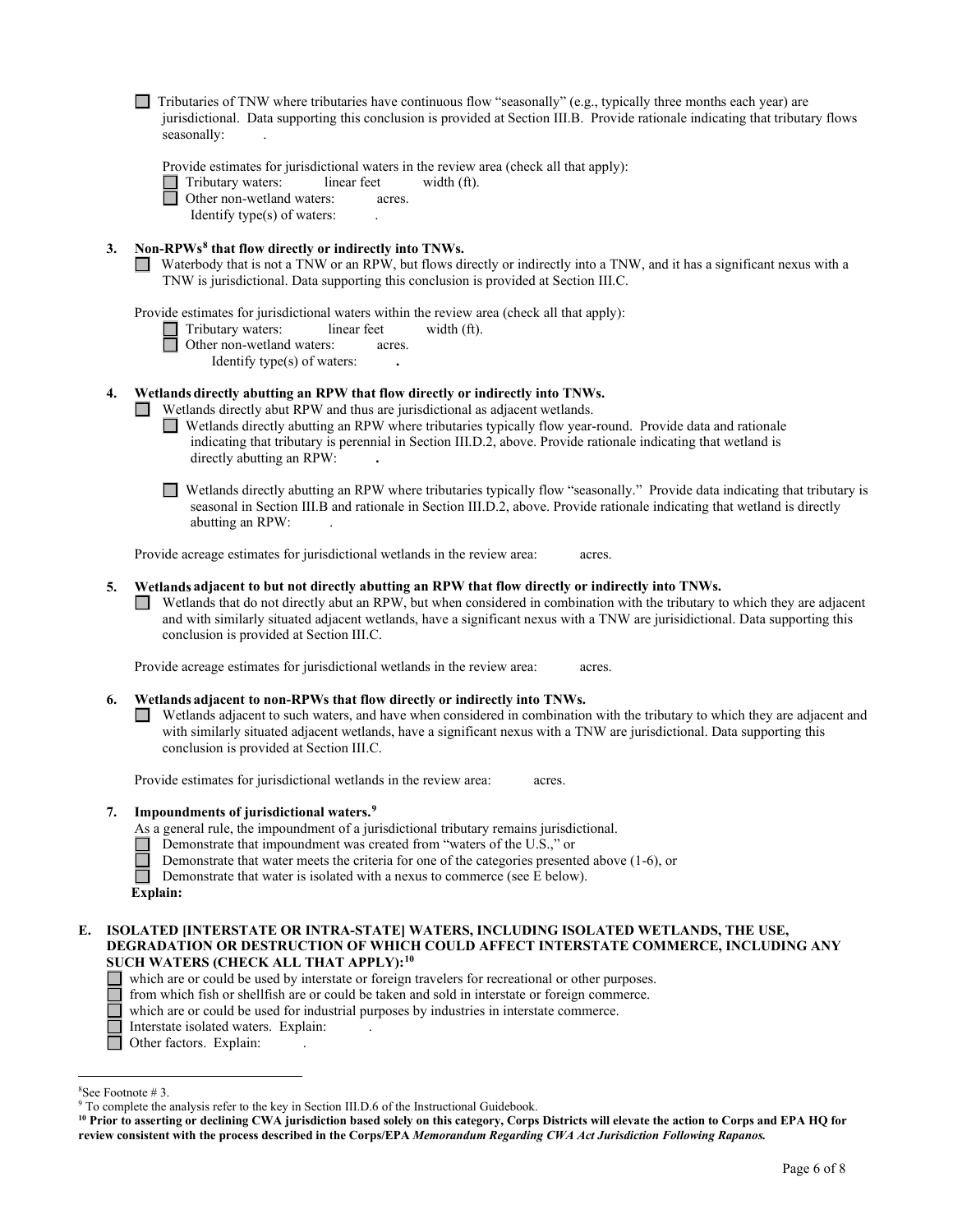☐ Tributaries of TNW where tributaries have continuous flow "seasonally" (e.g., typically three months each year) are jurisdictional. Data supporting this conclusion is provided at Section III.B. Provide rationale indicating that tributary flows seasonally: .

Provide estimates for jurisdictional waters in the review area (check all that apply):

☐ Tributary waters: linear feet width (ft).

☐ Other non-wetland waters: acres.

Identify type(s) of waters: .

**3. Non-RPWs[8] that flow directly or indirectly into TNWs.**

☐ Waterbody that is not a TNW or an RPW, but flows directly or indirectly into a TNW, and it has a significant nexus with a TNW is jurisdictional. Data supporting this conclusion is provided at Section III.C.

Provide estimates for jurisdictional waters within the review area (check all that apply):

☐ Tributary waters: linear feet width (ft).

☐ Other non-wetland waters: acres.

Identify type(s) of waters: **.**

**4. Wetlands directly abutting an RPW that flow directly or indirectly into TNWs.**

☐ Wetlands directly abut RPW and thus are jurisdictional as adjacent wetlands.

☐ Wetlands directly abutting an RPW where tributaries typically flow year-round. Provide data and rationale indicating that tributary is perennial in Section III.D.2, above. Provide rationale indicating that wetland is directly abutting an RPW: **.**

☐ Wetlands directly abutting an RPW where tributaries typically flow "seasonally." Provide data indicating that tributary is seasonal in Section III.B and rationale in Section III.D.2, above. Provide rationale indicating that wetland is directly abutting an RPW: .

Provide acreage estimates for jurisdictional wetlands in the review area: acres.

**5. Wetlands adjacent to but not directly abutting an RPW that flow directly or indirectly into TNWs.**

☐ Wetlands that do not directly abut an RPW, but when considered in combination with the tributary to which they are adjacent and with similarly situated adjacent wetlands, have a significant nexus with a TNW are jurisidictional. Data supporting this conclusion is provided at Section III.C.

Provide acreage estimates for jurisdictional wetlands in the review area: acres.

**6. Wetlands adjacent to non-RPWs that flow directly or indirectly into TNWs.**

☐ Wetlands adjacent to such waters, and have when considered in combination with the tributary to which they are adjacent and with similarly situated adjacent wetlands, have a significant nexus with a TNW are jurisdictional. Data supporting this conclusion is provided at Section III.C.

Provide estimates for jurisdictional wetlands in the review area: acres.

**7. Impoundments of jurisdictional waters.[9]**

As a general rule, the impoundment of a jurisdictional tributary remains jurisdictional.

☐ Demonstrate that impoundment was created from "waters of the U.S.," or

☐ Demonstrate that water meets the criteria for one of the categories presented above (1-6), or

☐ Demonstrate that water is isolated with a nexus to commerce (see E below).

**Explain:**

**E. ISOLATED [INTERSTATE OR INTRA-STATE] WATERS, INCLUDING ISOLATED WETLANDS, THE USE, DEGRADATION OR DESTRUCTION OF WHICH COULD AFFECT INTERSTATE COMMERCE, INCLUDING ANY SUCH WATERS (CHECK ALL THAT APPLY):[10]**

☐ which are or could be used by interstate or foreign travelers for recreational or other purposes.

☐ from which fish or shellfish are or could be taken and sold in interstate or foreign commerce.

☐ which are or could be used for industrial purposes by industries in interstate commerce.

☐ Interstate isolated waters. Explain: .

☐ Other factors. Explain: .

---

[8] See Footnote # 3.

[9] To complete the analysis refer to the key in Section III.D.6 of the Instructional Guidebook.

**[10] Prior to asserting or declining CWA jurisdiction based solely on this category, Corps Districts will elevate the action to Corps and EPA HQ for review consistent with the process described in the Corps/EPA *Memorandum Regarding CWA Act Jurisdiction Following Rapanos.***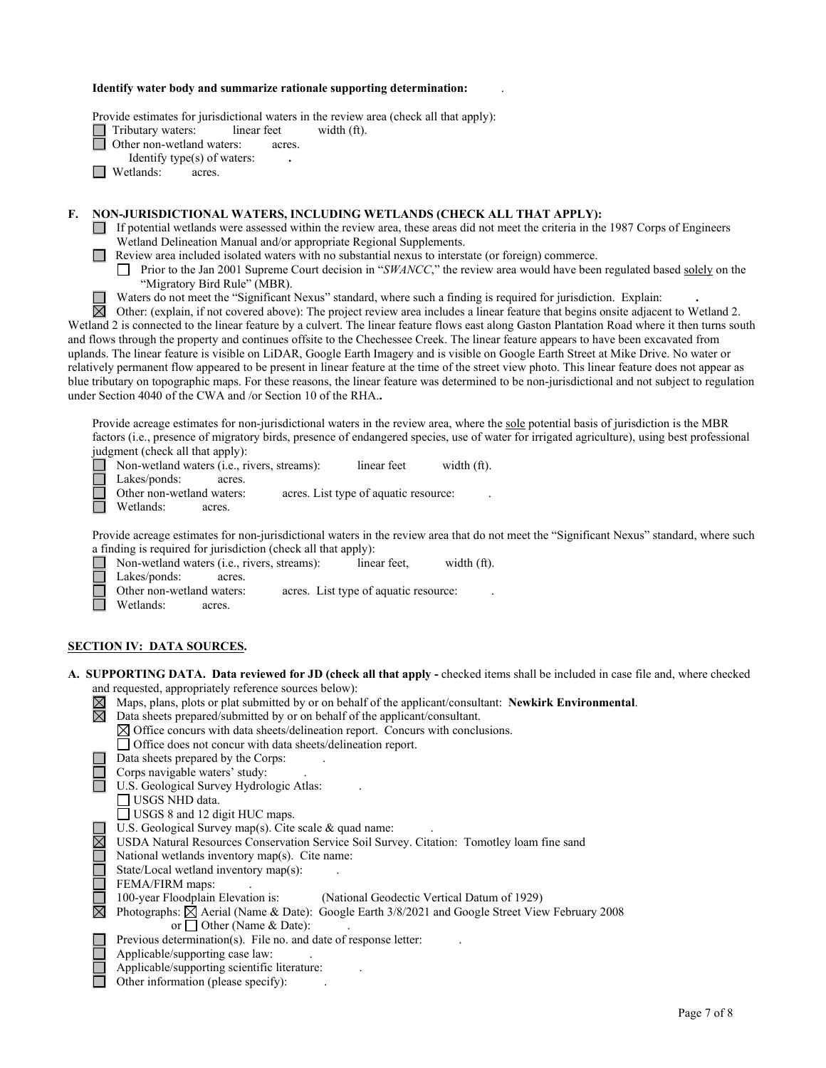**Identify water body and summarize rationale supporting determination:** .

Provide estimates for jurisdictional waters in the review area (check all that apply):

- ☐ Tributary waters: linear feet width (ft).
- ☐ Other non-wetland waters: acres.
  - Identify type(s) of waters: **.**
- ☐ Wetlands: acres.

**F. NON-JURISDICTIONAL WATERS, INCLUDING WETLANDS (CHECK ALL THAT APPLY):**

- ☐ If potential wetlands were assessed within the review area, these areas did not meet the criteria in the 1987 Corps of Engineers Wetland Delineation Manual and/or appropriate Regional Supplements.
- ☐ Review area included isolated waters with no substantial nexus to interstate (or foreign) commerce.
  - ☐ Prior to the Jan 2001 Supreme Court decision in "*SWANCC*," the review area would have been regulated based solely on the "Migratory Bird Rule" (MBR).
- ☐ Waters do not meet the "Significant Nexus" standard, where such a finding is required for jurisdiction. Explain: **.**
- ☒ Other: (explain, if not covered above): The project review area includes a linear feature that begins onsite adjacent to Wetland 2. Wetland 2 is connected to the linear feature by a culvert. The linear feature flows east along Gaston Plantation Road where it then turns south and flows through the property and continues offsite to the Chechessee Creek. The linear feature appears to have been excavated from uplands. The linear feature is visible on LiDAR, Google Earth Imagery and is visible on Google Earth Street at Mike Drive. No water or relatively permanent flow appeared to be present in linear feature at the time of the street view photo. This linear feature does not appear as blue tributary on topographic maps. For these reasons, the linear feature was determined to be non-jurisdictional and not subject to regulation under Section 4040 of the CWA and /or Section 10 of the RHA.**.**

Provide acreage estimates for non-jurisdictional waters in the review area, where the sole potential basis of jurisdiction is the MBR factors (i.e., presence of migratory birds, presence of endangered species, use of water for irrigated agriculture), using best professional judgment (check all that apply):

- ☐ Non-wetland waters (i.e., rivers, streams): linear feet width (ft).
- ☐ Lakes/ponds: acres.
- ☐ Other non-wetland waters: acres. List type of aquatic resource: .
- ☐ Wetlands: acres.

Provide acreage estimates for non-jurisdictional waters in the review area that do not meet the "Significant Nexus" standard, where such a finding is required for jurisdiction (check all that apply):

- ☐ Non-wetland waters (i.e., rivers, streams): linear feet, width (ft).
- ☐ Lakes/ponds: acres.
- ☐ Other non-wetland waters: acres. List type of aquatic resource: .
- ☐ Wetlands: acres.

## SECTION IV: DATA SOURCES.

**A. SUPPORTING DATA. Data reviewed for JD (check all that apply -** checked items shall be included in case file and, where checked and requested, appropriately reference sources below):

- ☒ Maps, plans, plots or plat submitted by or on behalf of the applicant/consultant: **Newkirk Environmental**.
- ☒ Data sheets prepared/submitted by or on behalf of the applicant/consultant.
  - ☒ Office concurs with data sheets/delineation report. Concurs with conclusions.
  - ☐ Office does not concur with data sheets/delineation report.
- ☐ Data sheets prepared by the Corps: .
- ☐ Corps navigable waters' study: .
- ☐ U.S. Geological Survey Hydrologic Atlas: .
  - ☐ USGS NHD data.
  - ☐ USGS 8 and 12 digit HUC maps.
- ☐ U.S. Geological Survey map(s). Cite scale & quad name: .
- ☒ USDA Natural Resources Conservation Service Soil Survey. Citation: Tomotley loam fine sand
- ☐ National wetlands inventory map(s). Cite name:
- ☐ State/Local wetland inventory map(s): .
- ☐ FEMA/FIRM maps: .
- ☐ 100-year Floodplain Elevation is: (National Geodectic Vertical Datum of 1929)
- ☒ Photographs: ☒ Aerial (Name & Date): Google Earth 3/8/2021 and Google Street View February 2008
  - or ☐ Other (Name & Date): .
- ☐ Previous determination(s). File no. and date of response letter: .
- ☐ Applicable/supporting case law: .
- ☐ Applicable/supporting scientific literature: .
- ☐ Other information (please specify): .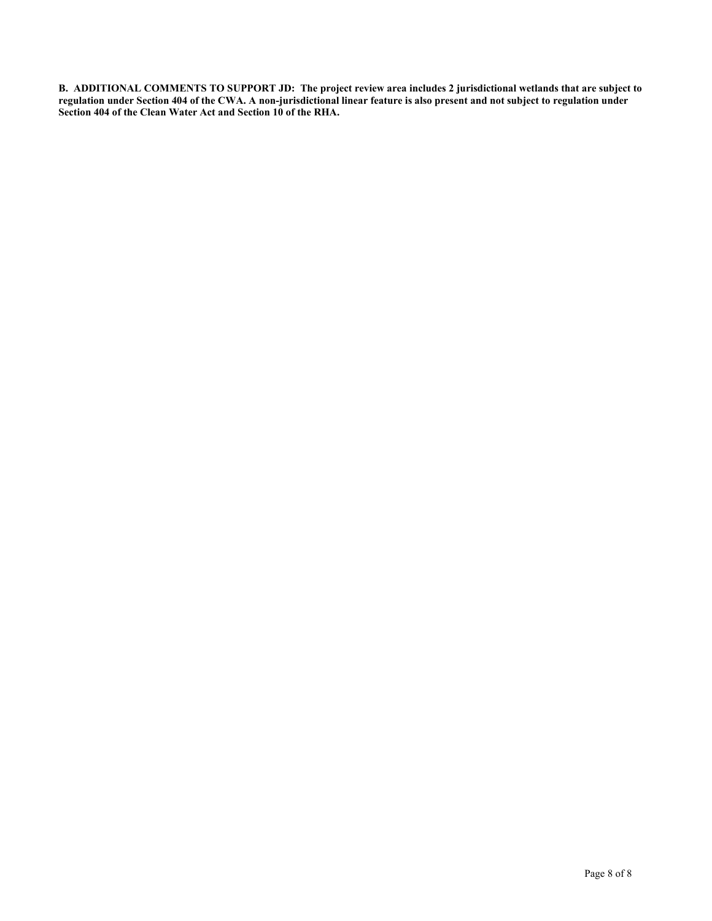**B. ADDITIONAL COMMENTS TO SUPPORT JD: The project review area includes 2 jurisdictional wetlands that are subject to regulation under Section 404 of the CWA. A non-jurisdictional linear feature is also present and not subject to regulation under Section 404 of the Clean Water Act and Section 10 of the RHA.**